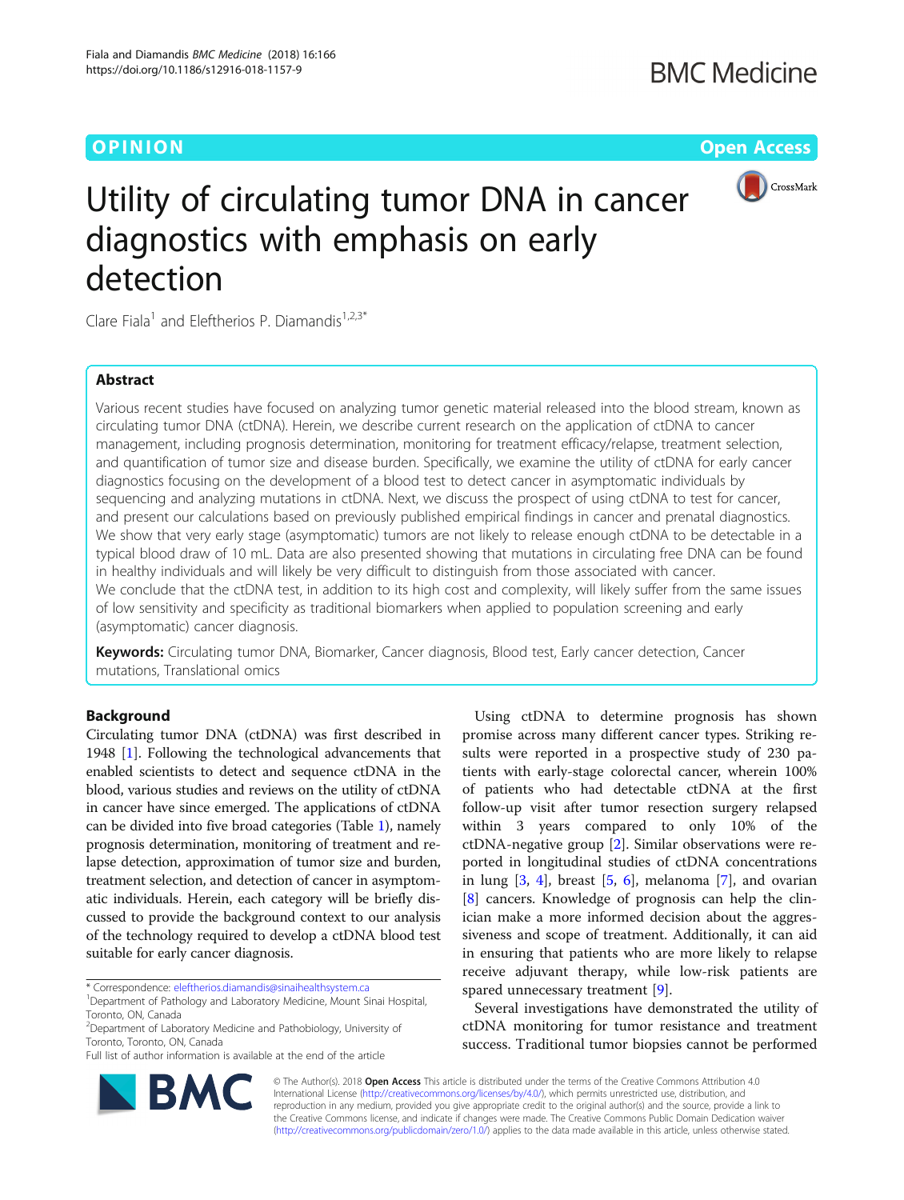OPINION

Open Access

# Utility of circulating tumor DNA in cancer diagnostics with emphasis on early detection

Clare Fiala[1] and Eleftherios P. Diamandis[1,2,3*]

## Abstract

Various recent studies have focused on analyzing tumor genetic material released into the blood stream, known as circulating tumor DNA (ctDNA). Herein, we describe current research on the application of ctDNA to cancer management, including prognosis determination, monitoring for treatment efficacy/relapse, treatment selection, and quantification of tumor size and disease burden. Specifically, we examine the utility of ctDNA for early cancer diagnostics focusing on the development of a blood test to detect cancer in asymptomatic individuals by sequencing and analyzing mutations in ctDNA. Next, we discuss the prospect of using ctDNA to test for cancer, and present our calculations based on previously published empirical findings in cancer and prenatal diagnostics. We show that very early stage (asymptomatic) tumors are not likely to release enough ctDNA to be detectable in a typical blood draw of 10 mL. Data are also presented showing that mutations in circulating free DNA can be found in healthy individuals and will likely be very difficult to distinguish from those associated with cancer. We conclude that the ctDNA test, in addition to its high cost and complexity, will likely suffer from the same issues of low sensitivity and specificity as traditional biomarkers when applied to population screening and early (asymptomatic) cancer diagnosis.

**Keywords:** Circulating tumor DNA, Biomarker, Cancer diagnosis, Blood test, Early cancer detection, Cancer mutations, Translational omics

## Background

Circulating tumor DNA (ctDNA) was first described in 1948 [1]. Following the technological advancements that enabled scientists to detect and sequence ctDNA in the blood, various studies and reviews on the utility of ctDNA in cancer have since emerged. The applications of ctDNA can be divided into five broad categories (Table 1), namely prognosis determination, monitoring of treatment and relapse detection, approximation of tumor size and burden, treatment selection, and detection of cancer in asymptomatic individuals. Herein, each category will be briefly discussed to provide the background context to our analysis of the technology required to develop a ctDNA blood test suitable for early cancer diagnosis.

Using ctDNA to determine prognosis has shown promise across many different cancer types. Striking results were reported in a prospective study of 230 patients with early-stage colorectal cancer, wherein 100% of patients who had detectable ctDNA at the first follow-up visit after tumor resection surgery relapsed within 3 years compared to only 10% of the ctDNA-negative group [2]. Similar observations were reported in longitudinal studies of ctDNA concentrations in lung [3, 4], breast [5, 6], melanoma [7], and ovarian [8] cancers. Knowledge of prognosis can help the clinician make a more informed decision about the aggressiveness and scope of treatment. Additionally, it can aid in ensuring that patients who are more likely to relapse receive adjuvant therapy, while low-risk patients are spared unnecessary treatment [9].

Several investigations have demonstrated the utility of ctDNA monitoring for tumor resistance and treatment success. Traditional tumor biopsies cannot be performed

* Correspondence: eleftherios.diamandis@sinaihealthsystem.ca
[1]Department of Pathology and Laboratory Medicine, Mount Sinai Hospital, Toronto, ON, Canada
[2]Department of Laboratory Medicine and Pathobiology, University of Toronto, Toronto, ON, Canada
Full list of author information is available at the end of the article

© The Author(s). 2018 **Open Access** This article is distributed under the terms of the Creative Commons Attribution 4.0 International License (http://creativecommons.org/licenses/by/4.0/), which permits unrestricted use, distribution, and reproduction in any medium, provided you give appropriate credit to the original author(s) and the source, provide a link to the Creative Commons license, and indicate if changes were made. The Creative Commons Public Domain Dedication waiver (http://creativecommons.org/publicdomain/zero/1.0/) applies to the data made available in this article, unless otherwise stated.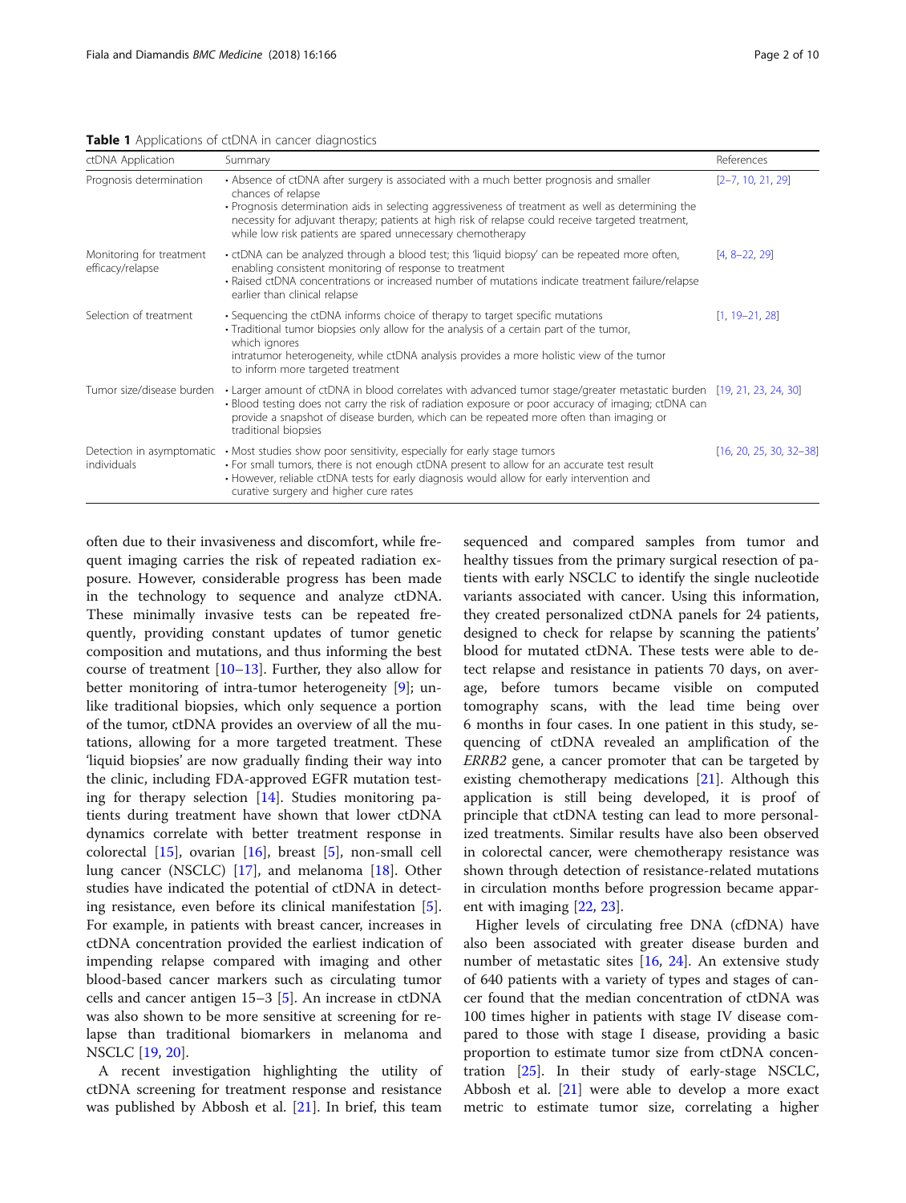**Table 1** Applications of ctDNA in cancer diagnostics

| ctDNA Application | Summary | References |
|---|---|---|
| Prognosis determination | • Absence of ctDNA after surgery is associated with a much better prognosis and smaller chances of relapse<br>• Prognosis determination aids in selecting aggressiveness of treatment as well as determining the necessity for adjuvant therapy; patients at high risk of relapse could receive targeted treatment, while low risk patients are spared unnecessary chemotherapy | [2–7, 10, 21, 29] |
| Monitoring for treatment efficacy/relapse | • ctDNA can be analyzed through a blood test; this 'liquid biopsy' can be repeated more often, enabling consistent monitoring of response to treatment<br>• Raised ctDNA concentrations or increased number of mutations indicate treatment failure/relapse earlier than clinical relapse | [4, 8–22, 29] |
| Selection of treatment | • Sequencing the ctDNA informs choice of therapy to target specific mutations<br>• Traditional tumor biopsies only allow for the analysis of a certain part of the tumor, which ignores intratumor heterogeneity, while ctDNA analysis provides a more holistic view of the tumor to inform more targeted treatment | [1, 19–21, 28] |
| Tumor size/disease burden | • Larger amount of ctDNA in blood correlates with advanced tumor stage/greater metastatic burden<br>• Blood testing does not carry the risk of radiation exposure or poor accuracy of imaging; ctDNA can provide a snapshot of disease burden, which can be repeated more often than imaging or traditional biopsies | [19, 21, 23, 24, 30] |
| Detection in asymptomatic individuals | • Most studies show poor sensitivity, especially for early stage tumors<br>• For small tumors, there is not enough ctDNA present to allow for an accurate test result<br>• However, reliable ctDNA tests for early diagnosis would allow for early intervention and curative surgery and higher cure rates | [16, 20, 25, 30, 32–38] |

often due to their invasiveness and discomfort, while frequent imaging carries the risk of repeated radiation exposure. However, considerable progress has been made in the technology to sequence and analyze ctDNA. These minimally invasive tests can be repeated frequently, providing constant updates of tumor genetic composition and mutations, and thus informing the best course of treatment [10–13]. Further, they also allow for better monitoring of intra-tumor heterogeneity [9]; unlike traditional biopsies, which only sequence a portion of the tumor, ctDNA provides an overview of all the mutations, allowing for a more targeted treatment. These 'liquid biopsies' are now gradually finding their way into the clinic, including FDA-approved EGFR mutation testing for therapy selection [14]. Studies monitoring patients during treatment have shown that lower ctDNA dynamics correlate with better treatment response in colorectal [15], ovarian [16], breast [5], non-small cell lung cancer (NSCLC) [17], and melanoma [18]. Other studies have indicated the potential of ctDNA in detecting resistance, even before its clinical manifestation [5]. For example, in patients with breast cancer, increases in ctDNA concentration provided the earliest indication of impending relapse compared with imaging and other blood-based cancer markers such as circulating tumor cells and cancer antigen 15–3 [5]. An increase in ctDNA was also shown to be more sensitive at screening for relapse than traditional biomarkers in melanoma and NSCLC [19, 20].

A recent investigation highlighting the utility of ctDNA screening for treatment response and resistance was published by Abbosh et al. [21]. In brief, this team sequenced and compared samples from tumor and healthy tissues from the primary surgical resection of patients with early NSCLC to identify the single nucleotide variants associated with cancer. Using this information, they created personalized ctDNA panels for 24 patients, designed to check for relapse by scanning the patients' blood for mutated ctDNA. These tests were able to detect relapse and resistance in patients 70 days, on average, before tumors became visible on computed tomography scans, with the lead time being over 6 months in four cases. In one patient in this study, sequencing of ctDNA revealed an amplification of the *ERRB2* gene, a cancer promoter that can be targeted by existing chemotherapy medications [21]. Although this application is still being developed, it is proof of principle that ctDNA testing can lead to more personalized treatments. Similar results have also been observed in colorectal cancer, were chemotherapy resistance was shown through detection of resistance-related mutations in circulation months before progression became apparent with imaging [22, 23].

Higher levels of circulating free DNA (cfDNA) have also been associated with greater disease burden and number of metastatic sites [16, 24]. An extensive study of 640 patients with a variety of types and stages of cancer found that the median concentration of ctDNA was 100 times higher in patients with stage IV disease compared to those with stage I disease, providing a basic proportion to estimate tumor size from ctDNA concentration [25]. In their study of early-stage NSCLC, Abbosh et al. [21] were able to develop a more exact metric to estimate tumor size, correlating a higher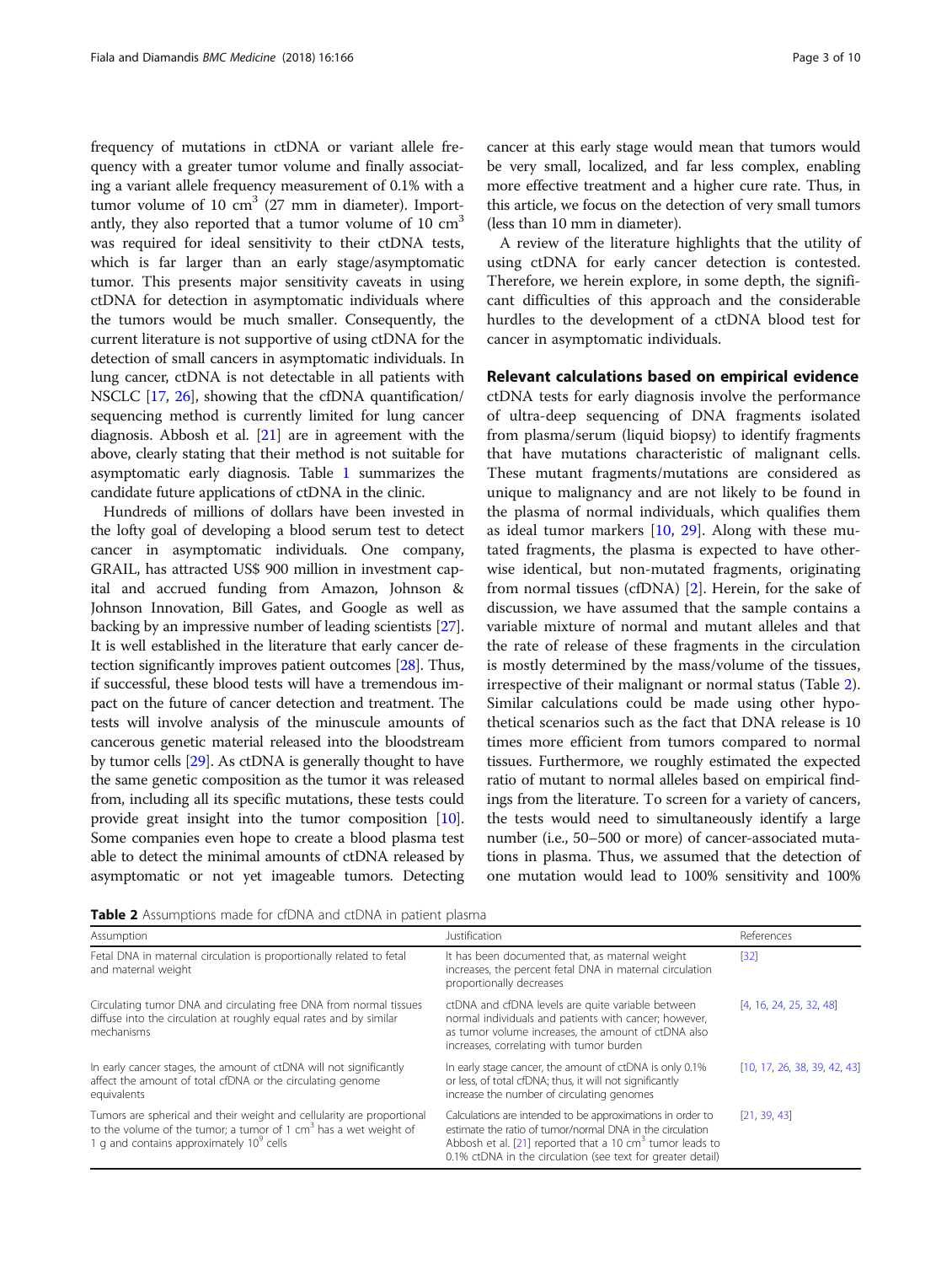frequency of mutations in ctDNA or variant allele frequency with a greater tumor volume and finally associating a variant allele frequency measurement of 0.1% with a tumor volume of 10 $cm^3$ (27 mm in diameter). Importantly, they also reported that a tumor volume of 10 $cm^3$ was required for ideal sensitivity to their ctDNA tests, which is far larger than an early stage/asymptomatic tumor. This presents major sensitivity caveats in using ctDNA for detection in asymptomatic individuals where the tumors would be much smaller. Consequently, the current literature is not supportive of using ctDNA for the detection of small cancers in asymptomatic individuals. In lung cancer, ctDNA is not detectable in all patients with NSCLC [17, 26], showing that the cfDNA quantification/sequencing method is currently limited for lung cancer diagnosis. Abbosh et al. [21] are in agreement with the above, clearly stating that their method is not suitable for asymptomatic early diagnosis. Table 1 summarizes the candidate future applications of ctDNA in the clinic.

Hundreds of millions of dollars have been invested in the lofty goal of developing a blood serum test to detect cancer in asymptomatic individuals. One company, GRAIL, has attracted US$ 900 million in investment capital and accrued funding from Amazon, Johnson & Johnson Innovation, Bill Gates, and Google as well as backing by an impressive number of leading scientists [27]. It is well established in the literature that early cancer detection significantly improves patient outcomes [28]. Thus, if successful, these blood tests will have a tremendous impact on the future of cancer detection and treatment. The tests will involve analysis of the minuscule amounts of cancerous genetic material released into the bloodstream by tumor cells [29]. As ctDNA is generally thought to have the same genetic composition as the tumor it was released from, including all its specific mutations, these tests could provide great insight into the tumor composition [10]. Some companies even hope to create a blood plasma test able to detect the minimal amounts of ctDNA released by asymptomatic or not yet imageable tumors. Detecting cancer at this early stage would mean that tumors would be very small, localized, and far less complex, enabling more effective treatment and a higher cure rate. Thus, in this article, we focus on the detection of very small tumors (less than 10 mm in diameter).

A review of the literature highlights that the utility of using ctDNA for early cancer detection is contested. Therefore, we herein explore, in some depth, the significant difficulties of this approach and the considerable hurdles to the development of a ctDNA blood test for cancer in asymptomatic individuals.

## Relevant calculations based on empirical evidence

ctDNA tests for early diagnosis involve the performance of ultra-deep sequencing of DNA fragments isolated from plasma/serum (liquid biopsy) to identify fragments that have mutations characteristic of malignant cells. These mutant fragments/mutations are considered as unique to malignancy and are not likely to be found in the plasma of normal individuals, which qualifies them as ideal tumor markers [10, 29]. Along with these mutated fragments, the plasma is expected to have otherwise identical, but non-mutated fragments, originating from normal tissues (cfDNA) [2]. Herein, for the sake of discussion, we have assumed that the sample contains a variable mixture of normal and mutant alleles and that the rate of release of these fragments in the circulation is mostly determined by the mass/volume of the tissues, irrespective of their malignant or normal status (Table 2). Similar calculations could be made using other hypothetical scenarios such as the fact that DNA release is 10 times more efficient from tumors compared to normal tissues. Furthermore, we roughly estimated the expected ratio of mutant to normal alleles based on empirical findings from the literature. To screen for a variety of cancers, the tests would need to simultaneously identify a large number (i.e., 50–500 or more) of cancer-associated mutations in plasma. Thus, we assumed that the detection of one mutation would lead to 100% sensitivity and 100%

**Table 2** Assumptions made for cfDNA and ctDNA in patient plasma

| Assumption | Justification | References |
|---|---|---|
| Fetal DNA in maternal circulation is proportionally related to fetal and maternal weight | It has been documented that, as maternal weight increases, the percent fetal DNA in maternal circulation proportionally decreases | [32] |
| Circulating tumor DNA and circulating free DNA from normal tissues diffuse into the circulation at roughly equal rates and by similar mechanisms | ctDNA and cfDNA levels are quite variable between normal individuals and patients with cancer; however, as tumor volume increases, the amount of ctDNA also increases, correlating with tumor burden | [4, 16, 24, 25, 32, 48] |
| In early cancer stages, the amount of ctDNA will not significantly affect the amount of total cfDNA or the circulating genome equivalents | In early stage cancer, the amount of ctDNA is only 0.1% or less, of total cfDNA; thus, it will not significantly increase the number of circulating genomes | [10, 17, 26, 38, 39, 42, 43] |
| Tumors are spherical and their weight and cellularity are proportional to the volume of the tumor; a tumor of 1 $cm^3$ has a wet weight of 1 g and contains approximately $10^9$ cells | Calculations are intended to be approximations in order to estimate the ratio of tumor/normal DNA in the circulation Abbosh et al. [21] reported that a 10 $cm^3$ tumor leads to 0.1% ctDNA in the circulation (see text for greater detail) | [21, 39, 43] |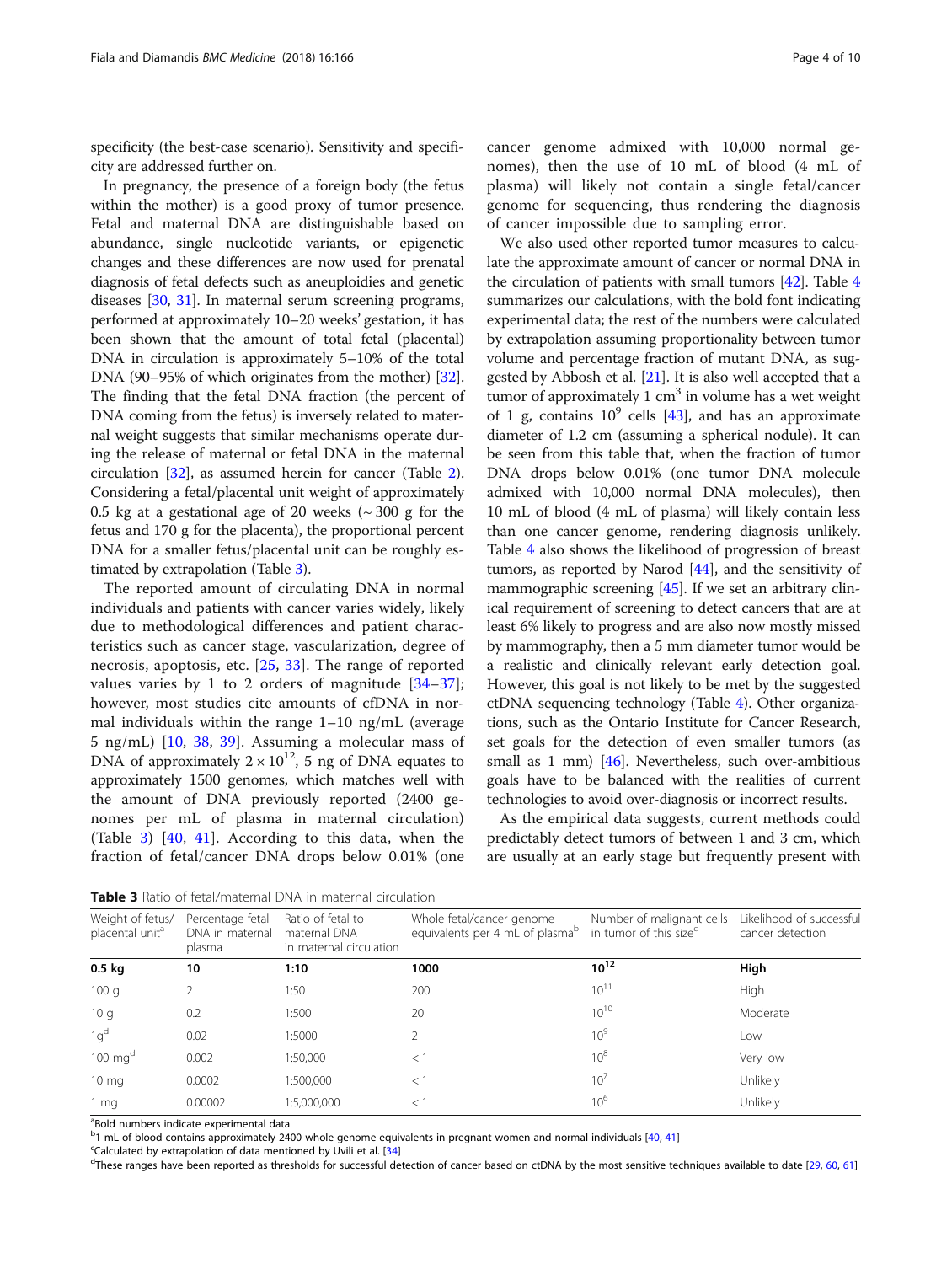specificity (the best-case scenario). Sensitivity and specificity are addressed further on.

In pregnancy, the presence of a foreign body (the fetus within the mother) is a good proxy of tumor presence. Fetal and maternal DNA are distinguishable based on abundance, single nucleotide variants, or epigenetic changes and these differences are now used for prenatal diagnosis of fetal defects such as aneuploidies and genetic diseases [30, 31]. In maternal serum screening programs, performed at approximately 10–20 weeks' gestation, it has been shown that the amount of total fetal (placental) DNA in circulation is approximately 5–10% of the total DNA (90–95% of which originates from the mother) [32]. The finding that the fetal DNA fraction (the percent of DNA coming from the fetus) is inversely related to maternal weight suggests that similar mechanisms operate during the release of maternal or fetal DNA in the maternal circulation [32], as assumed herein for cancer (Table 2). Considering a fetal/placental unit weight of approximately 0.5 kg at a gestational age of 20 weeks (~ 300 g for the fetus and 170 g for the placenta), the proportional percent DNA for a smaller fetus/placental unit can be roughly estimated by extrapolation (Table 3).

The reported amount of circulating DNA in normal individuals and patients with cancer varies widely, likely due to methodological differences and patient characteristics such as cancer stage, vascularization, degree of necrosis, apoptosis, etc. [25, 33]. The range of reported values varies by 1 to 2 orders of magnitude [34–37]; however, most studies cite amounts of cfDNA in normal individuals within the range 1–10 ng/mL (average 5 ng/mL) [10, 38, 39]. Assuming a molecular mass of DNA of approximately $2 \times 10^{12}$, 5 ng of DNA equates to approximately 1500 genomes, which matches well with the amount of DNA previously reported (2400 genomes per mL of plasma in maternal circulation) (Table 3) [40, 41]. According to this data, when the fraction of fetal/cancer DNA drops below 0.01% (one cancer genome admixed with 10,000 normal genomes), then the use of 10 mL of blood (4 mL of plasma) will likely not contain a single fetal/cancer genome for sequencing, thus rendering the diagnosis of cancer impossible due to sampling error.

We also used other reported tumor measures to calculate the approximate amount of cancer or normal DNA in the circulation of patients with small tumors [42]. Table 4 summarizes our calculations, with the bold font indicating experimental data; the rest of the numbers were calculated by extrapolation assuming proportionality between tumor volume and percentage fraction of mutant DNA, as suggested by Abbosh et al. [21]. It is also well accepted that a tumor of approximately 1 $cm^3$ in volume has a wet weight of 1 g, contains $10^9$ cells [43], and has an approximate diameter of 1.2 cm (assuming a spherical nodule). It can be seen from this table that, when the fraction of tumor DNA drops below 0.01% (one tumor DNA molecule admixed with 10,000 normal DNA molecules), then 10 mL of blood (4 mL of plasma) will likely contain less than one cancer genome, rendering diagnosis unlikely. Table 4 also shows the likelihood of progression of breast tumors, as reported by Narod [44], and the sensitivity of mammographic screening [45]. If we set an arbitrary clinical requirement of screening to detect cancers that are at least 6% likely to progress and are also now mostly missed by mammography, then a 5 mm diameter tumor would be a realistic and clinically relevant early detection goal. However, this goal is not likely to be met by the suggested ctDNA sequencing technology (Table 4). Other organizations, such as the Ontario Institute for Cancer Research, set goals for the detection of even smaller tumors (as small as 1 mm) [46]. Nevertheless, such over-ambitious goals have to be balanced with the realities of current technologies to avoid over-diagnosis or incorrect results.

As the empirical data suggests, current methods could predictably detect tumors of between 1 and 3 cm, which are usually at an early stage but frequently present with

**Table 3** Ratio of fetal/maternal DNA in maternal circulation

| Weight of fetus/ placental unit[a] | Percentage fetal DNA in maternal plasma | Ratio of fetal to maternal DNA in maternal circulation | Whole fetal/cancer genome equivalents per 4 mL of plasma[b] | Number of malignant cells in tumor of this size[c] | Likelihood of successful cancer detection |
|---|---|---|---|---|---|
| **0.5 kg** | **10** | **1:10** | **1000** | $\mathbf{10^{12}}$ | **High** |
| 100 g | 2 | 1:50 | 200 | $10^{11}$ | High |
| 10 g | 0.2 | 1:500 | 20 | $10^{10}$ | Moderate |
| 1g[d] | 0.02 | 1:5000 | 2 | $10^9$ | Low |
| 100 mg[d] | 0.002 | 1:50,000 | < 1 | $10^8$ | Very low |
| 10 mg | 0.0002 | 1:500,000 | < 1 | $10^7$ | Unlikely |
| 1 mg | 0.00002 | 1:5,000,000 | < 1 | $10^6$ | Unlikely |

[a]Bold numbers indicate experimental data
[b]1 mL of blood contains approximately 2400 whole genome equivalents in pregnant women and normal individuals [40, 41]
[c]Calculated by extrapolation of data mentioned by Uvili et al. [34]
[d]These ranges have been reported as thresholds for successful detection of cancer based on ctDNA by the most sensitive techniques available to date [29, 60, 61]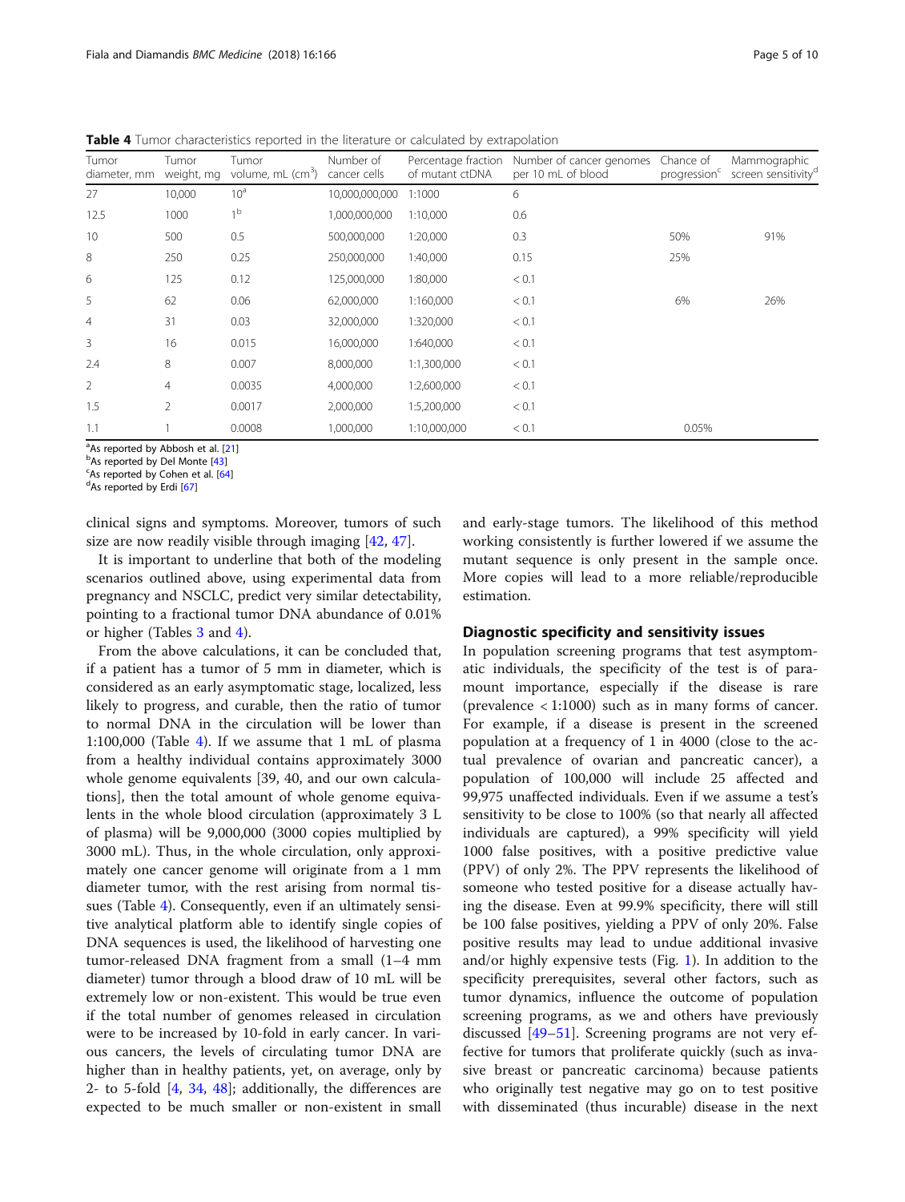**Table 4** Tumor characteristics reported in the literature or calculated by extrapolation

| Tumor diameter, mm | Tumor weight, mg | Tumor volume, mL ($cm^3$) | Number of cancer cells | Percentage fraction of mutant ctDNA | Number of cancer genomes per 10 mL of blood | Chance of progression[c] | Mammographic screen sensitivity[d] |
|---|---|---|---|---|---|---|---|
| 27 | 10,000 | $10^a$ | 10,000,000,000 | 1:1000 | 6 | | |
| 12.5 | 1000 | $1^b$ | 1,000,000,000 | 1:10,000 | 0.6 | | |
| 10 | 500 | 0.5 | 500,000,000 | 1:20,000 | 0.3 | 50% | 91% |
| 8 | 250 | 0.25 | 250,000,000 | 1:40,000 | 0.15 | 25% | |
| 6 | 125 | 0.12 | 125,000,000 | 1:80,000 | < 0.1 | | |
| 5 | 62 | 0.06 | 62,000,000 | 1:160,000 | < 0.1 | 6% | 26% |
| 4 | 31 | 0.03 | 32,000,000 | 1:320,000 | < 0.1 | | |
| 3 | 16 | 0.015 | 16,000,000 | 1:640,000 | < 0.1 | | |
| 2.4 | 8 | 0.007 | 8,000,000 | 1:1,300,000 | < 0.1 | | |
| 2 | 4 | 0.0035 | 4,000,000 | 1:2,600,000 | < 0.1 | | |
| 1.5 | 2 | 0.0017 | 2,000,000 | 1:5,200,000 | < 0.1 | | |
| 1.1 | 1 | 0.0008 | 1,000,000 | 1:10,000,000 | < 0.1 | 0.05% | |

[a]As reported by Abbosh et al. [21]
[b]As reported by Del Monte [43]
[c]As reported by Cohen et al. [64]
[d]As reported by Erdi [67]

clinical signs and symptoms. Moreover, tumors of such size are now readily visible through imaging [42, 47].

It is important to underline that both of the modeling scenarios outlined above, using experimental data from pregnancy and NSCLC, predict very similar detectability, pointing to a fractional tumor DNA abundance of 0.01% or higher (Tables 3 and 4).

From the above calculations, it can be concluded that, if a patient has a tumor of 5 mm in diameter, which is considered as an early asymptomatic stage, localized, less likely to progress, and curable, then the ratio of tumor to normal DNA in the circulation will be lower than 1:100,000 (Table 4). If we assume that 1 mL of plasma from a healthy individual contains approximately 3000 whole genome equivalents [39, 40, and our own calculations], then the total amount of whole genome equivalents in the whole blood circulation (approximately 3 L of plasma) will be 9,000,000 (3000 copies multiplied by 3000 mL). Thus, in the whole circulation, only approximately one cancer genome will originate from a 1 mm diameter tumor, with the rest arising from normal tissues (Table 4). Consequently, even if an ultimately sensitive analytical platform able to identify single copies of DNA sequences is used, the likelihood of harvesting one tumor-released DNA fragment from a small (1–4 mm diameter) tumor through a blood draw of 10 mL will be extremely low or non-existent. This would be true even if the total number of genomes released in circulation were to be increased by 10-fold in early cancer. In various cancers, the levels of circulating tumor DNA are higher than in healthy patients, yet, on average, only by 2- to 5-fold [4, 34, 48]; additionally, the differences are expected to be much smaller or non-existent in small and early-stage tumors. The likelihood of this method working consistently is further lowered if we assume the mutant sequence is only present in the sample once. More copies will lead to a more reliable/reproducible estimation.

## Diagnostic specificity and sensitivity issues

In population screening programs that test asymptomatic individuals, the specificity of the test is of paramount importance, especially if the disease is rare (prevalence < 1:1000) such as in many forms of cancer. For example, if a disease is present in the screened population at a frequency of 1 in 4000 (close to the actual prevalence of ovarian and pancreatic cancer), a population of 100,000 will include 25 affected and 99,975 unaffected individuals. Even if we assume a test's sensitivity to be close to 100% (so that nearly all affected individuals are captured), a 99% specificity will yield 1000 false positives, with a positive predictive value (PPV) of only 2%. The PPV represents the likelihood of someone who tested positive for a disease actually having the disease. Even at 99.9% specificity, there will still be 100 false positives, yielding a PPV of only 20%. False positive results may lead to undue additional invasive and/or highly expensive tests (Fig. 1). In addition to the specificity prerequisites, several other factors, such as tumor dynamics, influence the outcome of population screening programs, as we and others have previously discussed [49–51]. Screening programs are not very effective for tumors that proliferate quickly (such as invasive breast or pancreatic carcinoma) because patients who originally test negative may go on to test positive with disseminated (thus incurable) disease in the next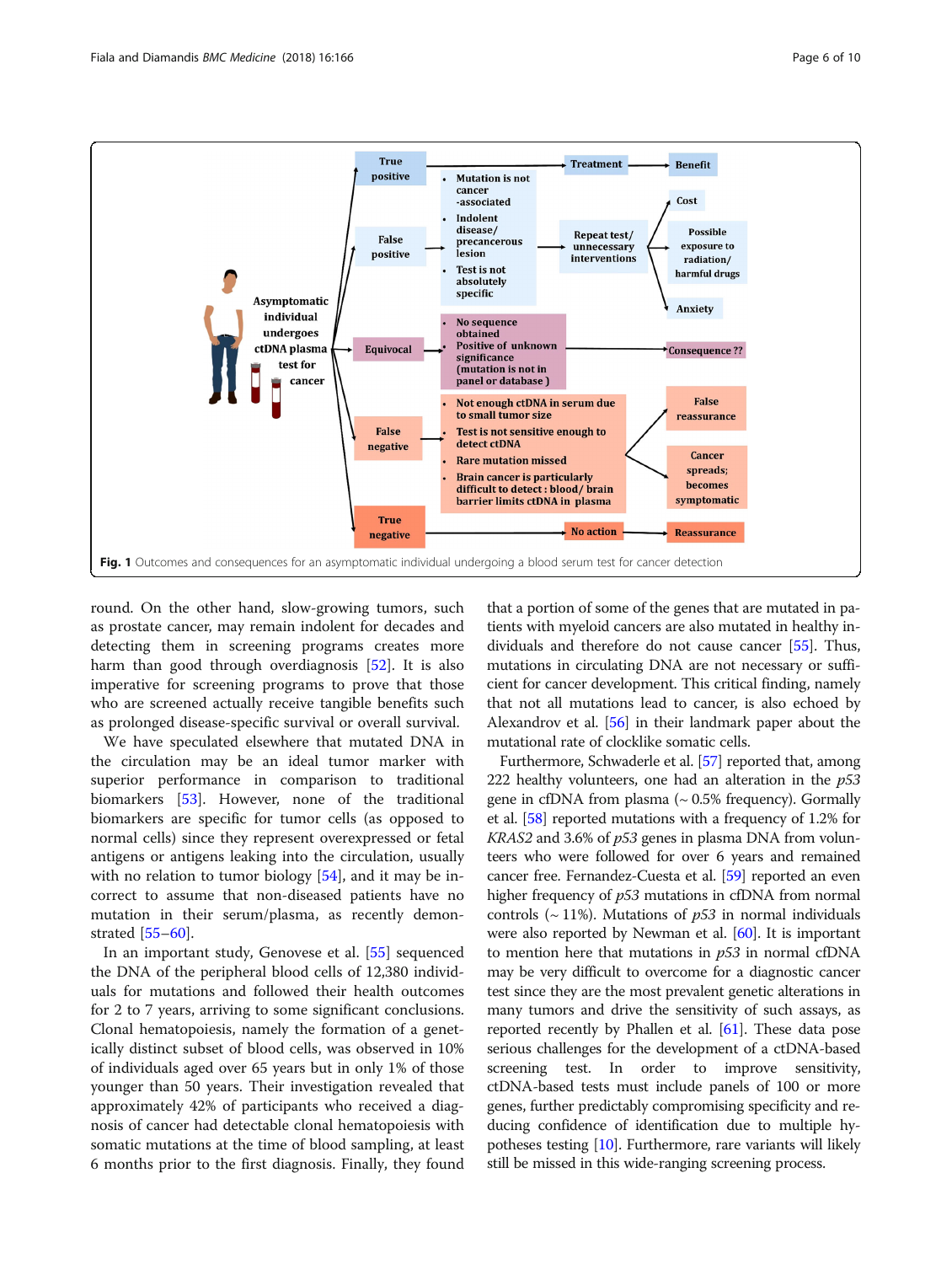Asymptomatic individual undergoes ctDNA plasma test for cancer

True positive

Treatment

Benefit

False positive

- Mutation is not cancer -associated
- Indolent disease/ precancerous lesion
- Test is not absolutely specific

Repeat test/ unnecessary interventions

Cost

Possible exposure to radiation/ harmful drugs

Anxiety

Equivocal

- No sequence obtained
- Positive of unknown significance (mutation is not in panel or database )

Consequence ??

False negative

- Not enough ctDNA in serum due to small tumor size
- Test is not sensitive enough to detect ctDNA
- Rare mutation missed
- Brain cancer is particularly difficult to detect : blood/ brain barrier limits ctDNA in plasma

False reassurance

Cancer spreads; becomes symptomatic

True negative

No action

Reassurance

**Fig. 1** Outcomes and consequences for an asymptomatic individual undergoing a blood serum test for cancer detection

round. On the other hand, slow-growing tumors, such as prostate cancer, may remain indolent for decades and detecting them in screening programs creates more harm than good through overdiagnosis [52]. It is also imperative for screening programs to prove that those who are screened actually receive tangible benefits such as prolonged disease-specific survival or overall survival.

We have speculated elsewhere that mutated DNA in the circulation may be an ideal tumor marker with superior performance in comparison to traditional biomarkers [53]. However, none of the traditional biomarkers are specific for tumor cells (as opposed to normal cells) since they represent overexpressed or fetal antigens or antigens leaking into the circulation, usually with no relation to tumor biology [54], and it may be incorrect to assume that non-diseased patients have no mutation in their serum/plasma, as recently demonstrated [55–60].

In an important study, Genovese et al. [55] sequenced the DNA of the peripheral blood cells of 12,380 individuals for mutations and followed their health outcomes for 2 to 7 years, arriving to some significant conclusions. Clonal hematopoiesis, namely the formation of a genetically distinct subset of blood cells, was observed in 10% of individuals aged over 65 years but in only 1% of those younger than 50 years. Their investigation revealed that approximately 42% of participants who received a diagnosis of cancer had detectable clonal hematopoiesis with somatic mutations at the time of blood sampling, at least 6 months prior to the first diagnosis. Finally, they found that a portion of some of the genes that are mutated in patients with myeloid cancers are also mutated in healthy individuals and therefore do not cause cancer [55]. Thus, mutations in circulating DNA are not necessary or sufficient for cancer development. This critical finding, namely that not all mutations lead to cancer, is also echoed by Alexandrov et al. [56] in their landmark paper about the mutational rate of clocklike somatic cells.

Furthermore, Schwaderle et al. [57] reported that, among 222 healthy volunteers, one had an alteration in the *p53* gene in cfDNA from plasma (~ 0.5% frequency). Gormally et al. [58] reported mutations with a frequency of 1.2% for *KRAS2* and 3.6% of *p53* genes in plasma DNA from volunteers who were followed for over 6 years and remained cancer free. Fernandez-Cuesta et al. [59] reported an even higher frequency of *p53* mutations in cfDNA from normal controls (~ 11%). Mutations of *p53* in normal individuals were also reported by Newman et al. [60]. It is important to mention here that mutations in *p53* in normal cfDNA may be very difficult to overcome for a diagnostic cancer test since they are the most prevalent genetic alterations in many tumors and drive the sensitivity of such assays, as reported recently by Phallen et al. [61]. These data pose serious challenges for the development of a ctDNA-based screening test. In order to improve sensitivity, ctDNA-based tests must include panels of 100 or more genes, further predictably compromising specificity and reducing confidence of identification due to multiple hypotheses testing [10]. Furthermore, rare variants will likely still be missed in this wide-ranging screening process.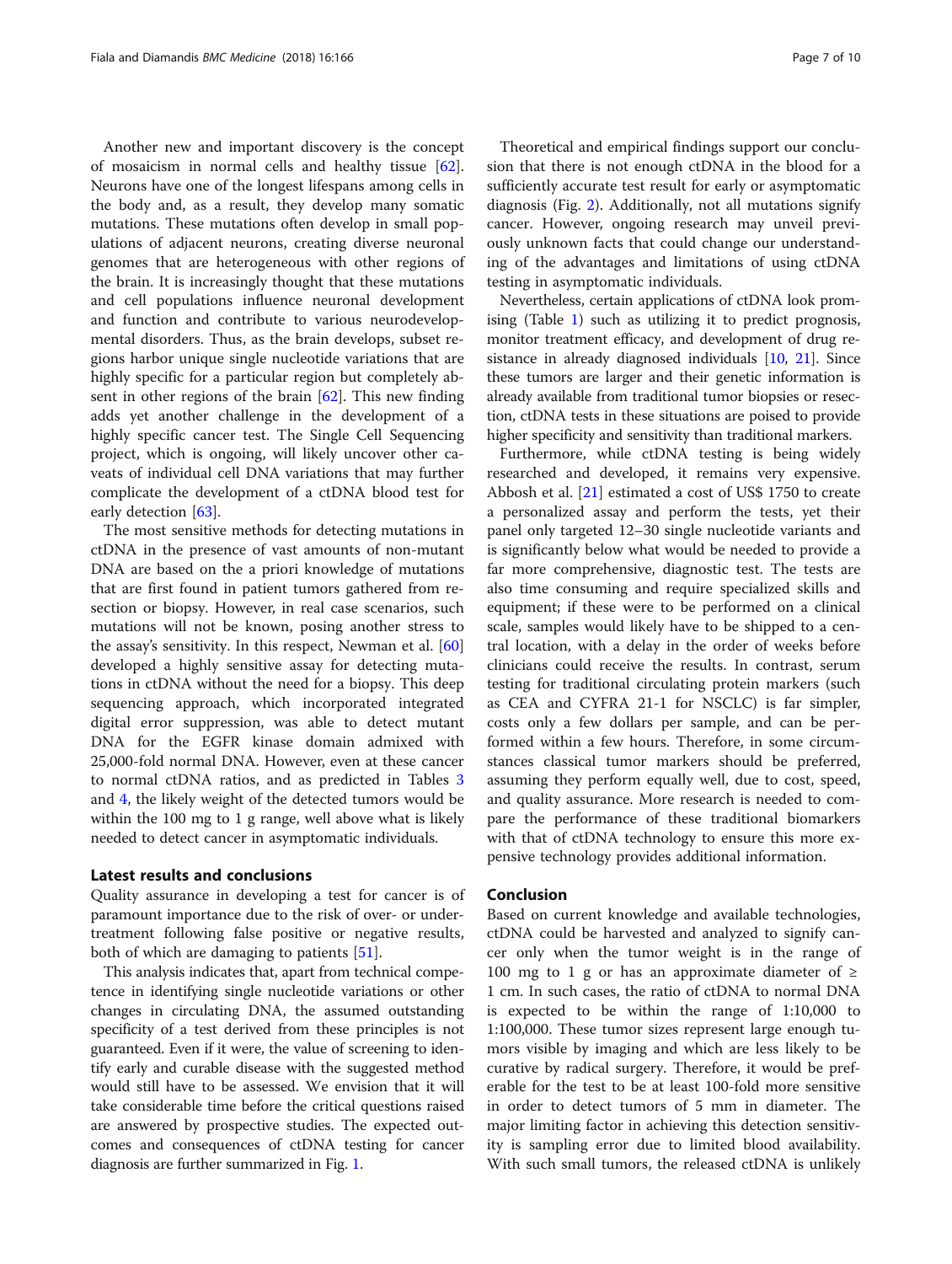Another new and important discovery is the concept of mosaicism in normal cells and healthy tissue [62]. Neurons have one of the longest lifespans among cells in the body and, as a result, they develop many somatic mutations. These mutations often develop in small populations of adjacent neurons, creating diverse neuronal genomes that are heterogeneous with other regions of the brain. It is increasingly thought that these mutations and cell populations influence neuronal development and function and contribute to various neurodevelopmental disorders. Thus, as the brain develops, subset regions harbor unique single nucleotide variations that are highly specific for a particular region but completely absent in other regions of the brain [62]. This new finding adds yet another challenge in the development of a highly specific cancer test. The Single Cell Sequencing project, which is ongoing, will likely uncover other caveats of individual cell DNA variations that may further complicate the development of a ctDNA blood test for early detection [63].

The most sensitive methods for detecting mutations in ctDNA in the presence of vast amounts of non-mutant DNA are based on the a priori knowledge of mutations that are first found in patient tumors gathered from resection or biopsy. However, in real case scenarios, such mutations will not be known, posing another stress to the assay's sensitivity. In this respect, Newman et al. [60] developed a highly sensitive assay for detecting mutations in ctDNA without the need for a biopsy. This deep sequencing approach, which incorporated integrated digital error suppression, was able to detect mutant DNA for the EGFR kinase domain admixed with 25,000-fold normal DNA. However, even at these cancer to normal ctDNA ratios, and as predicted in Tables 3 and 4, the likely weight of the detected tumors would be within the 100 mg to 1 g range, well above what is likely needed to detect cancer in asymptomatic individuals.

## Latest results and conclusions

Quality assurance in developing a test for cancer is of paramount importance due to the risk of over- or under-treatment following false positive or negative results, both of which are damaging to patients [51].

This analysis indicates that, apart from technical competence in identifying single nucleotide variations or other changes in circulating DNA, the assumed outstanding specificity of a test derived from these principles is not guaranteed. Even if it were, the value of screening to identify early and curable disease with the suggested method would still have to be assessed. We envision that it will take considerable time before the critical questions raised are answered by prospective studies. The expected outcomes and consequences of ctDNA testing for cancer diagnosis are further summarized in Fig. 1.

Theoretical and empirical findings support our conclusion that there is not enough ctDNA in the blood for a sufficiently accurate test result for early or asymptomatic diagnosis (Fig. 2). Additionally, not all mutations signify cancer. However, ongoing research may unveil previously unknown facts that could change our understanding of the advantages and limitations of using ctDNA testing in asymptomatic individuals.

Nevertheless, certain applications of ctDNA look promising (Table 1) such as utilizing it to predict prognosis, monitor treatment efficacy, and development of drug resistance in already diagnosed individuals [10, 21]. Since these tumors are larger and their genetic information is already available from traditional tumor biopsies or resection, ctDNA tests in these situations are poised to provide higher specificity and sensitivity than traditional markers.

Furthermore, while ctDNA testing is being widely researched and developed, it remains very expensive. Abbosh et al. [21] estimated a cost of US$ 1750 to create a personalized assay and perform the tests, yet their panel only targeted 12–30 single nucleotide variants and is significantly below what would be needed to provide a far more comprehensive, diagnostic test. The tests are also time consuming and require specialized skills and equipment; if these were to be performed on a clinical scale, samples would likely have to be shipped to a central location, with a delay in the order of weeks before clinicians could receive the results. In contrast, serum testing for traditional circulating protein markers (such as CEA and CYFRA 21-1 for NSCLC) is far simpler, costs only a few dollars per sample, and can be performed within a few hours. Therefore, in some circumstances classical tumor markers should be preferred, assuming they perform equally well, due to cost, speed, and quality assurance. More research is needed to compare the performance of these traditional biomarkers with that of ctDNA technology to ensure this more expensive technology provides additional information.

## Conclusion

Based on current knowledge and available technologies, ctDNA could be harvested and analyzed to signify cancer only when the tumor weight is in the range of 100 mg to 1 g or has an approximate diameter of ≥ 1 cm. In such cases, the ratio of ctDNA to normal DNA is expected to be within the range of 1:10,000 to 1:100,000. These tumor sizes represent large enough tumors visible by imaging and which are less likely to be curative by radical surgery. Therefore, it would be preferable for the test to be at least 100-fold more sensitive in order to detect tumors of 5 mm in diameter. The major limiting factor in achieving this detection sensitivity is sampling error due to limited blood availability. With such small tumors, the released ctDNA is unlikely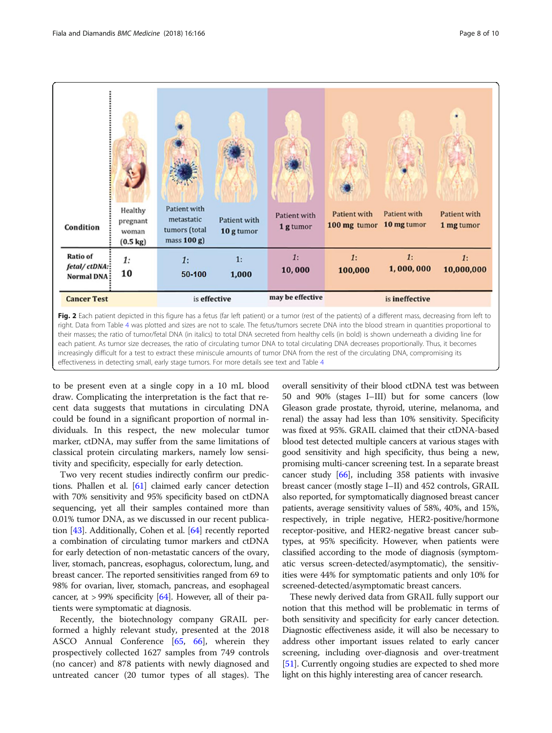Condition

Healthy pregnant woman (0.5 kg)

Patient with metastatic tumors (total mass 100 g)

Patient with 10 g tumor

Patient with 1 g tumor

Patient with 100 mg tumor

Patient with 10 mg tumor

Patient with 1 mg tumor

Ratio of *fetal/ ctDNA*: **Normal DNA**

*1:* **10**

*1:* **50-100**

1: **1,000**

*1:* **10, 000**

*1:* **100,000**

*1:* **1, 000, 000**

*1:* **10,000,000**

**Cancer Test**

is effective

may be effective

is ineffective

**Fig. 2** Each patient depicted in this figure has a fetus (far left patient) or a tumor (rest of the patients) of a different mass, decreasing from left to right. Data from Table 4 was plotted and sizes are not to scale. The fetus/tumors secrete DNA into the blood stream in quantities proportional to their masses; the ratio of tumor/fetal DNA (in italics) to total DNA secreted from healthy cells (in bold) is shown underneath a dividing line for each patient. As tumor size decreases, the ratio of circulating tumor DNA to total circulating DNA decreases proportionally. Thus, it becomes increasingly difficult for a test to extract these miniscule amounts of tumor DNA from the rest of the circulating DNA, compromising its effectiveness in detecting small, early stage tumors. For more details see text and Table 4

to be present even at a single copy in a 10 mL blood draw. Complicating the interpretation is the fact that recent data suggests that mutations in circulating DNA could be found in a significant proportion of normal individuals. In this respect, the new molecular tumor marker, ctDNA, may suffer from the same limitations of classical protein circulating markers, namely low sensitivity and specificity, especially for early detection.

Two very recent studies indirectly confirm our predictions. Phallen et al. [61] claimed early cancer detection with 70% sensitivity and 95% specificity based on ctDNA sequencing, yet all their samples contained more than 0.01% tumor DNA, as we discussed in our recent publication [43]. Additionally, Cohen et al. [64] recently reported a combination of circulating tumor markers and ctDNA for early detection of non-metastatic cancers of the ovary, liver, stomach, pancreas, esophagus, colorectum, lung, and breast cancer. The reported sensitivities ranged from 69 to 98% for ovarian, liver, stomach, pancreas, and esophageal cancer, at > 99% specificity [64]. However, all of their patients were symptomatic at diagnosis.

Recently, the biotechnology company GRAIL performed a highly relevant study, presented at the 2018 ASCO Annual Conference [65, 66], wherein they prospectively collected 1627 samples from 749 controls (no cancer) and 878 patients with newly diagnosed and untreated cancer (20 tumor types of all stages). The overall sensitivity of their blood ctDNA test was between 50 and 90% (stages I–III) but for some cancers (low Gleason grade prostate, thyroid, uterine, melanoma, and renal) the assay had less than 10% sensitivity. Specificity was fixed at 95%. GRAIL claimed that their ctDNA-based blood test detected multiple cancers at various stages with good sensitivity and high specificity, thus being a new, promising multi-cancer screening test. In a separate breast cancer study [66], including 358 patients with invasive breast cancer (mostly stage I–II) and 452 controls, GRAIL also reported, for symptomatically diagnosed breast cancer patients, average sensitivity values of 58%, 40%, and 15%, respectively, in triple negative, HER2-positive/hormone receptor-positive, and HER2-negative breast cancer subtypes, at 95% specificity. However, when patients were classified according to the mode of diagnosis (symptomatic versus screen-detected/asymptomatic), the sensitivities were 44% for symptomatic patients and only 10% for screened-detected/asymptomatic breast cancers.

These newly derived data from GRAIL fully support our notion that this method will be problematic in terms of both sensitivity and specificity for early cancer detection. Diagnostic effectiveness aside, it will also be necessary to address other important issues related to early cancer screening, including over-diagnosis and over-treatment [51]. Currently ongoing studies are expected to shed more light on this highly interesting area of cancer research.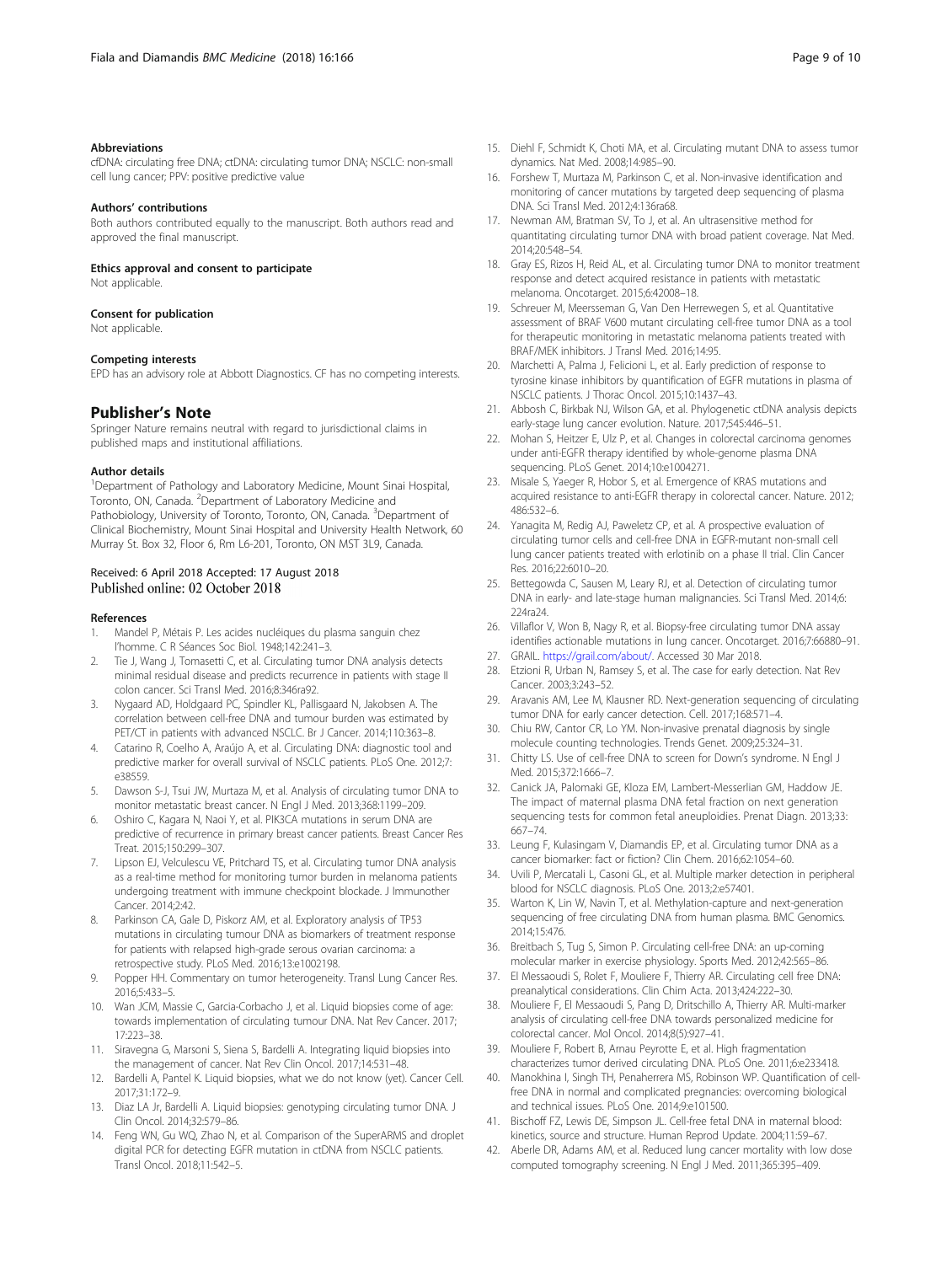### Abbreviations

cfDNA: circulating free DNA; ctDNA: circulating tumor DNA; NSCLC: non-small cell lung cancer; PPV: positive predictive value

### Authors' contributions

Both authors contributed equally to the manuscript. Both authors read and approved the final manuscript.

### Ethics approval and consent to participate

Not applicable.

### Consent for publication

Not applicable.

### Competing interests

EPD has an advisory role at Abbott Diagnostics. CF has no competing interests.

## Publisher's Note

Springer Nature remains neutral with regard to jurisdictional claims in published maps and institutional affiliations.

### Author details

[1]Department of Pathology and Laboratory Medicine, Mount Sinai Hospital, Toronto, ON, Canada. [2]Department of Laboratory Medicine and Pathobiology, University of Toronto, Toronto, ON, Canada. [3]Department of Clinical Biochemistry, Mount Sinai Hospital and University Health Network, 60 Murray St. Box 32, Floor 6, Rm L6-201, Toronto, ON MST 3L9, Canada.

Received: 6 April 2018 Accepted: 17 August 2018
Published online: 02 October 2018

### References

1. Mandel P, Métais P. Les acides nucléiques du plasma sanguin chez l'homme. C R Séances Soc Biol. 1948;142:241–3.
2. Tie J, Wang J, Tomasetti C, et al. Circulating tumor DNA analysis detects minimal residual disease and predicts recurrence in patients with stage II colon cancer. Sci Transl Med. 2016;8:346ra92.
3. Nygaard AD, Holdgaard PC, Spindler KL, Pallisgaard N, Jakobsen A. The correlation between cell-free DNA and tumour burden was estimated by PET/CT in patients with advanced NSCLC. Br J Cancer. 2014;110:363–8.
4. Catarino R, Coelho A, Araújo A, et al. Circulating DNA: diagnostic tool and predictive marker for overall survival of NSCLC patients. PLoS One. 2012;7:e38559.
5. Dawson S-J, Tsui JW, Murtaza M, et al. Analysis of circulating tumor DNA to monitor metastatic breast cancer. N Engl J Med. 2013;368:1199–209.
6. Oshiro C, Kagara N, Naoi Y, et al. PIK3CA mutations in serum DNA are predictive of recurrence in primary breast cancer patients. Breast Cancer Res Treat. 2015;150:299–307.
7. Lipson EJ, Velculescu VE, Pritchard TS, et al. Circulating tumor DNA analysis as a real-time method for monitoring tumor burden in melanoma patients undergoing treatment with immune checkpoint blockade. J Immunother Cancer. 2014;2:42.
8. Parkinson CA, Gale D, Piskorz AM, et al. Exploratory analysis of TP53 mutations in circulating tumour DNA as biomarkers of treatment response for patients with relapsed high-grade serous ovarian carcinoma: a retrospective study. PLoS Med. 2016;13:e1002198.
9. Popper HH. Commentary on tumor heterogeneity. Transl Lung Cancer Res. 2016;5:433–5.
10. Wan JCM, Massie C, Garcia-Corbacho J, et al. Liquid biopsies come of age: towards implementation of circulating tumour DNA. Nat Rev Cancer. 2017;17:223–38.
11. Siravegna G, Marsoni S, Siena S, Bardelli A. Integrating liquid biopsies into the management of cancer. Nat Rev Clin Oncol. 2017;14:531–48.
12. Bardelli A, Pantel K. Liquid biopsies, what we do not know (yet). Cancer Cell. 2017;31:172–9.
13. Diaz LA Jr, Bardelli A. Liquid biopsies: genotyping circulating tumor DNA. J Clin Oncol. 2014;32:579–86.
14. Feng WN, Gu WQ, Zhao N, et al. Comparison of the SuperARMS and droplet digital PCR for detecting EGFR mutation in ctDNA from NSCLC patients. Transl Oncol. 2018;11:542–5.
15. Diehl F, Schmidt K, Choti MA, et al. Circulating mutant DNA to assess tumor dynamics. Nat Med. 2008;14:985–90.
16. Forshew T, Murtaza M, Parkinson C, et al. Non-invasive identification and monitoring of cancer mutations by targeted deep sequencing of plasma DNA. Sci Transl Med. 2012;4:136ra68.
17. Newman AM, Bratman SV, To J, et al. An ultrasensitive method for quantitating circulating tumor DNA with broad patient coverage. Nat Med. 2014;20:548–54.
18. Gray ES, Rizos H, Reid AL, et al. Circulating tumor DNA to monitor treatment response and detect acquired resistance in patients with metastatic melanoma. Oncotarget. 2015;6:42008–18.
19. Schreuer M, Meersseman G, Van Den Herrewegen S, et al. Quantitative assessment of BRAF V600 mutant circulating cell-free tumor DNA as a tool for therapeutic monitoring in metastatic melanoma patients treated with BRAF/MEK inhibitors. J Transl Med. 2016;14:95.
20. Marchetti A, Palma J, Felicioni L, et al. Early prediction of response to tyrosine kinase inhibitors by quantification of EGFR mutations in plasma of NSCLC patients. J Thorac Oncol. 2015;10:1437–43.
21. Abbosh C, Birkbak NJ, Wilson GA, et al. Phylogenetic ctDNA analysis depicts early-stage lung cancer evolution. Nature. 2017;545:446–51.
22. Mohan S, Heitzer E, Ulz P, et al. Changes in colorectal carcinoma genomes under anti-EGFR therapy identified by whole-genome plasma DNA sequencing. PLoS Genet. 2014;10:e1004271.
23. Misale S, Yaeger R, Hobor S, et al. Emergence of KRAS mutations and acquired resistance to anti-EGFR therapy in colorectal cancer. Nature. 2012;486:532–6.
24. Yanagita M, Redig AJ, Paweletz CP, et al. A prospective evaluation of circulating tumor cells and cell-free DNA in EGFR-mutant non-small cell lung cancer patients treated with erlotinib on a phase II trial. Clin Cancer Res. 2016;22:6010–20.
25. Bettegowda C, Sausen M, Leary RJ, et al. Detection of circulating tumor DNA in early- and late-stage human malignancies. Sci Transl Med. 2014;6:224ra24.
26. Villaflor V, Won B, Nagy R, et al. Biopsy-free circulating tumor DNA assay identifies actionable mutations in lung cancer. Oncotarget. 2016;7:66880–91.
27. GRAIL. https://grail.com/about/. Accessed 30 Mar 2018.
28. Etzioni R, Urban N, Ramsey S, et al. The case for early detection. Nat Rev Cancer. 2003;3:243–52.
29. Aravanis AM, Lee M, Klausner RD. Next-generation sequencing of circulating tumor DNA for early cancer detection. Cell. 2017;168:571–4.
30. Chiu RW, Cantor CR, Lo YM. Non-invasive prenatal diagnosis by single molecule counting technologies. Trends Genet. 2009;25:324–31.
31. Chitty LS. Use of cell-free DNA to screen for Down's syndrome. N Engl J Med. 2015;372:1666–7.
32. Canick JA, Palomaki GE, Kloza EM, Lambert-Messerlian GM, Haddow JE. The impact of maternal plasma DNA fetal fraction on next generation sequencing tests for common fetal aneuploidies. Prenat Diagn. 2013;33:667–74.
33. Leung F, Kulasingam V, Diamandis EP, et al. Circulating tumor DNA as a cancer biomarker: fact or fiction? Clin Chem. 2016;62:1054–60.
34. Uvili P, Mercatali L, Casoni GL, et al. Multiple marker detection in peripheral blood for NSCLC diagnosis. PLoS One. 2013;2:e57401.
35. Warton K, Lin W, Navin T, et al. Methylation-capture and next-generation sequencing of free circulating DNA from human plasma. BMC Genomics. 2014;15:476.
36. Breitbach S, Tug S, Simon P. Circulating cell-free DNA: an up-coming molecular marker in exercise physiology. Sports Med. 2012;42:565–86.
37. El Messaoudi S, Rolet F, Mouliere F, Thierry AR. Circulating cell free DNA: preanalytical considerations. Clin Chim Acta. 2013;424:222–30.
38. Mouliere F, El Messaoudi S, Pang D, Dritschillo A, Thierry AR. Multi-marker analysis of circulating cell-free DNA towards personalized medicine for colorectal cancer. Mol Oncol. 2014;8(5):927–41.
39. Mouliere F, Robert B, Arnau Peyrotte E, et al. High fragmentation characterizes tumor derived circulating DNA. PLoS One. 2011;6:e233418.
40. Manokhina I, Singh TH, Penaherrera MS, Robinson WP. Quantification of cell-free DNA in normal and complicated pregnancies: overcoming biological and technical issues. PLoS One. 2014;9:e101500.
41. Bischoff FZ, Lewis DE, Simpson JL. Cell-free fetal DNA in maternal blood: kinetics, source and structure. Human Reprod Update. 2004;11:59–67.
42. Aberle DR, Adams AM, et al. Reduced lung cancer mortality with low dose computed tomography screening. N Engl J Med. 2011;365:395–409.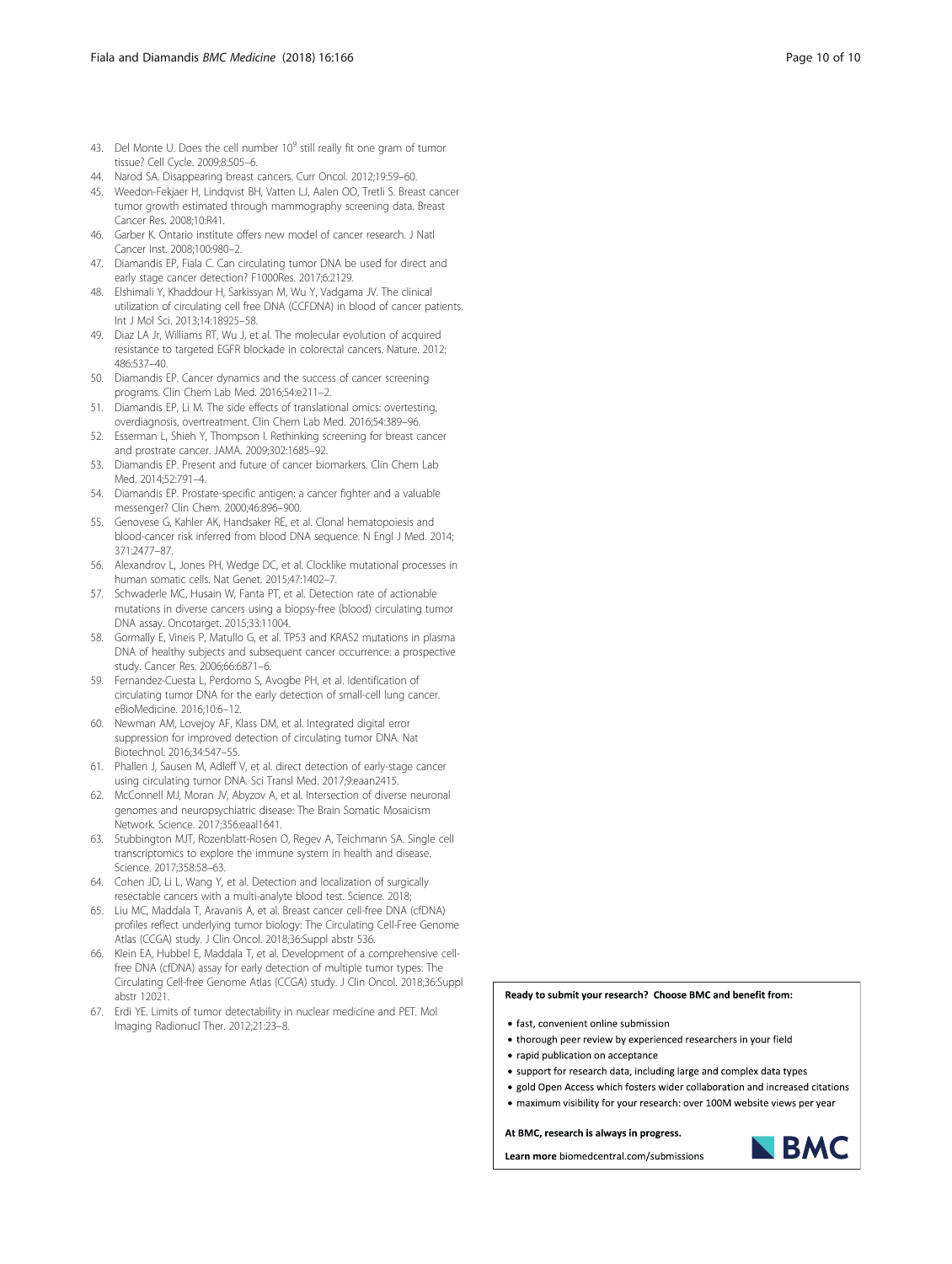43. Del Monte U. Does the cell number $10^9$ still really fit one gram of tumor tissue? Cell Cycle. 2009;8:505–6.
44. Narod SA. Disappearing breast cancers. Curr Oncol. 2012;19:59–60.
45. Weedon-Fekjaer H, Lindqvist BH, Vatten LJ, Aalen OO, Tretli S. Breast cancer tumor growth estimated through mammography screening data. Breast Cancer Res. 2008;10:R41.
46. Garber K. Ontario institute offers new model of cancer research. J Natl Cancer Inst. 2008;100:980–2.
47. Diamandis EP, Fiala C. Can circulating tumor DNA be used for direct and early stage cancer detection? F1000Res. 2017;6:2129.
48. Elshimali Y, Khaddour H, Sarkissyan M, Wu Y, Vadgama JV. The clinical utilization of circulating cell free DNA (CCFDNA) in blood of cancer patients. Int J Mol Sci. 2013;14:18925–58.
49. Diaz LA Jr, Williams RT, Wu J, et al. The molecular evolution of acquired resistance to targeted EGFR blockade in colorectal cancers. Nature. 2012; 486:537–40.
50. Diamandis EP. Cancer dynamics and the success of cancer screening programs. Clin Chem Lab Med. 2016;54:e211–2.
51. Diamandis EP, Li M. The side effects of translational omics: overtesting, overdiagnosis, overtreatment. Clin Chem Lab Med. 2016;54:389–96.
52. Esserman L, Shieh Y, Thompson I. Rethinking screening for breast cancer and prostrate cancer. JAMA. 2009;302:1685–92.
53. Diamandis EP. Present and future of cancer biomarkers. Clin Chem Lab Med. 2014;52:791–4.
54. Diamandis EP. Prostate-specific antigen: a cancer fighter and a valuable messenger? Clin Chem. 2000;46:896–900.
55. Genovese G, Kahler AK, Handsaker RE, et al. Clonal hematopoiesis and blood-cancer risk inferred from blood DNA sequence. N Engl J Med. 2014; 371:2477–87.
56. Alexandrov L, Jones PH, Wedge DC, et al. Clocklike mutational processes in human somatic cells. Nat Genet. 2015;47:1402–7.
57. Schwaderle MC, Husain W, Fanta PT, et al. Detection rate of actionable mutations in diverse cancers using a biopsy-free (blood) circulating tumor DNA assay. Oncotarget. 2015;33:11004.
58. Gormally E, Vineis P, Matullo G, et al. TP53 and KRAS2 mutations in plasma DNA of healthy subjects and subsequent cancer occurrence: a prospective study. Cancer Res. 2006;66:6871–6.
59. Fernandez-Cuesta L, Perdomo S, Avogbe PH, et al. Identification of circulating tumor DNA for the early detection of small-cell lung cancer. eBioMedicine. 2016;10:6–12.
60. Newman AM, Lovejoy AF, Klass DM, et al. Integrated digital error suppression for improved detection of circulating tumor DNA. Nat Biotechnol. 2016;34:547–55.
61. Phallen J, Sausen M, Adleff V, et al. direct detection of early-stage cancer using circulating tumor DNA. Sci Transl Med. 2017;9:eaan2415.
62. McConnell MJ, Moran JV, Abyzov A, et al. Intersection of diverse neuronal genomes and neuropsychiatric disease: The Brain Somatic Mosaicism Network. Science. 2017;356:eaal1641.
63. Stubbington MJT, Rozenblatt-Rosen O, Regev A, Teichmann SA. Single cell transcriptomics to explore the immune system in health and disease. Science. 2017;358:58–63.
64. Cohen JD, Li L, Wang Y, et al. Detection and localization of surgically resectable cancers with a multi-analyte blood test. Science. 2018;
65. Liu MC, Maddala T, Aravanis A, et al. Breast cancer cell-free DNA (cfDNA) profiles reflect underlying tumor biology: The Circulating Cell-Free Genome Atlas (CCGA) study. J Clin Oncol. 2018;36:Suppl abstr 536.
66. Klein EA, Hubbel E, Maddala T, et al. Development of a comprehensive cell-free DNA (cfDNA) assay for early detection of multiple tumor types: The Circulating Cell-free Genome Atlas (CCGA) study. J Clin Oncol. 2018;36:Suppl abstr 12021.
67. Erdi YE. Limits of tumor detectability in nuclear medicine and PET. Mol Imaging Radionucl Ther. 2012;21:23–8.

**Ready to submit your research? Choose BMC and benefit from:**

- fast, convenient online submission
- thorough peer review by experienced researchers in your field
- rapid publication on acceptance
- support for research data, including large and complex data types
- gold Open Access which fosters wider collaboration and increased citations
- maximum visibility for your research: over 100M website views per year

**At BMC, research is always in progress.**

**Learn more** biomedcentral.com/submissions

BMC